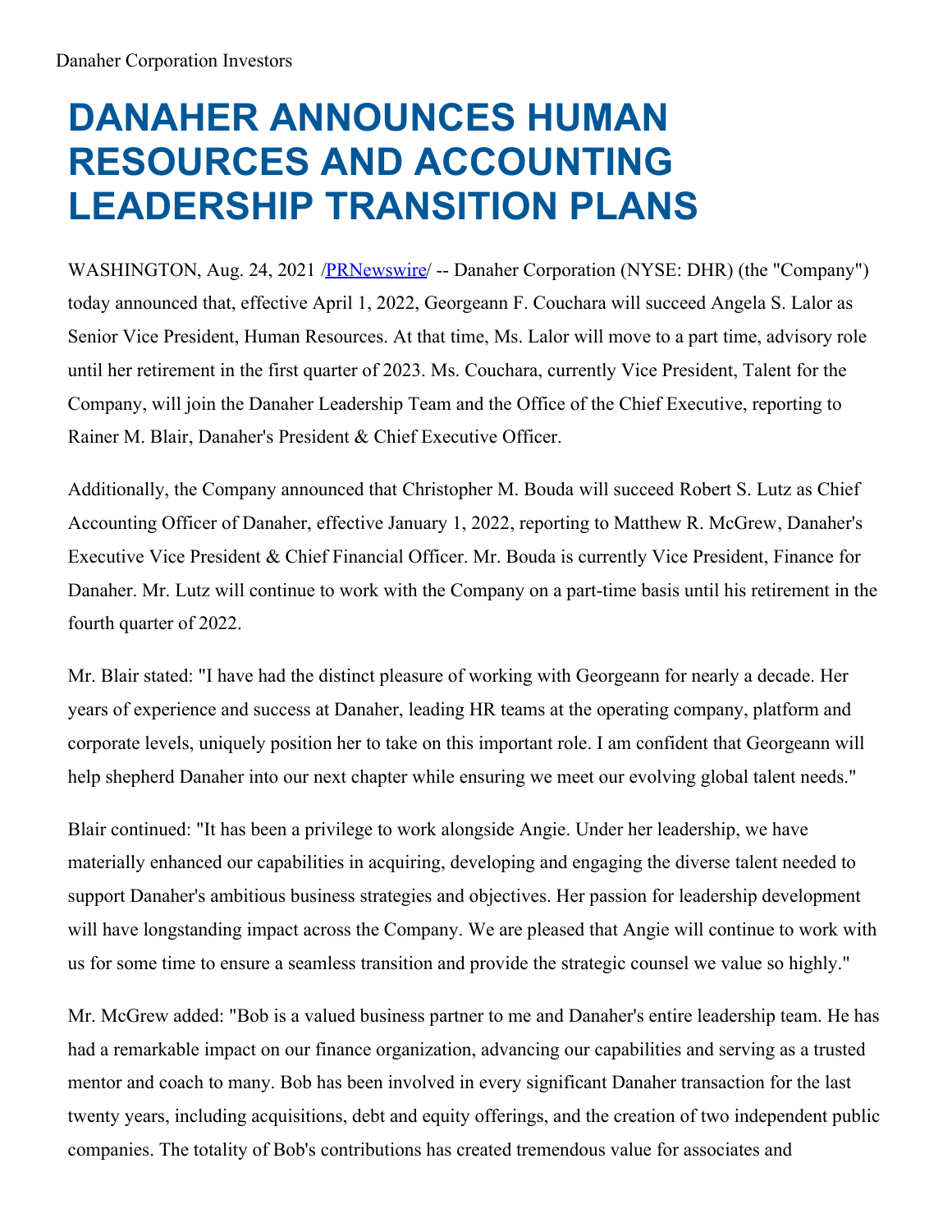Danaher Corporation Investors

# DANAHER ANNOUNCES HUMAN RESOURCES AND ACCOUNTING LEADERSHIP TRANSITION PLANS

WASHINGTON, Aug. 24, 2021 /PRNewswire/ -- Danaher Corporation (NYSE: DHR) (the "Company") today announced that, effective April 1, 2022, Georgeann F. Couchara will succeed Angela S. Lalor as Senior Vice President, Human Resources. At that time, Ms. Lalor will move to a part time, advisory role until her retirement in the first quarter of 2023. Ms. Couchara, currently Vice President, Talent for the Company, will join the Danaher Leadership Team and the Office of the Chief Executive, reporting to Rainer M. Blair, Danaher's President & Chief Executive Officer.

Additionally, the Company announced that Christopher M. Bouda will succeed Robert S. Lutz as Chief Accounting Officer of Danaher, effective January 1, 2022, reporting to Matthew R. McGrew, Danaher's Executive Vice President & Chief Financial Officer. Mr. Bouda is currently Vice President, Finance for Danaher. Mr. Lutz will continue to work with the Company on a part-time basis until his retirement in the fourth quarter of 2022.

Mr. Blair stated: "I have had the distinct pleasure of working with Georgeann for nearly a decade. Her years of experience and success at Danaher, leading HR teams at the operating company, platform and corporate levels, uniquely position her to take on this important role. I am confident that Georgeann will help shepherd Danaher into our next chapter while ensuring we meet our evolving global talent needs."

Blair continued: "It has been a privilege to work alongside Angie. Under her leadership, we have materially enhanced our capabilities in acquiring, developing and engaging the diverse talent needed to support Danaher's ambitious business strategies and objectives. Her passion for leadership development will have longstanding impact across the Company. We are pleased that Angie will continue to work with us for some time to ensure a seamless transition and provide the strategic counsel we value so highly."

Mr. McGrew added: "Bob is a valued business partner to me and Danaher's entire leadership team. He has had a remarkable impact on our finance organization, advancing our capabilities and serving as a trusted mentor and coach to many. Bob has been involved in every significant Danaher transaction for the last twenty years, including acquisitions, debt and equity offerings, and the creation of two independent public companies. The totality of Bob's contributions has created tremendous value for associates and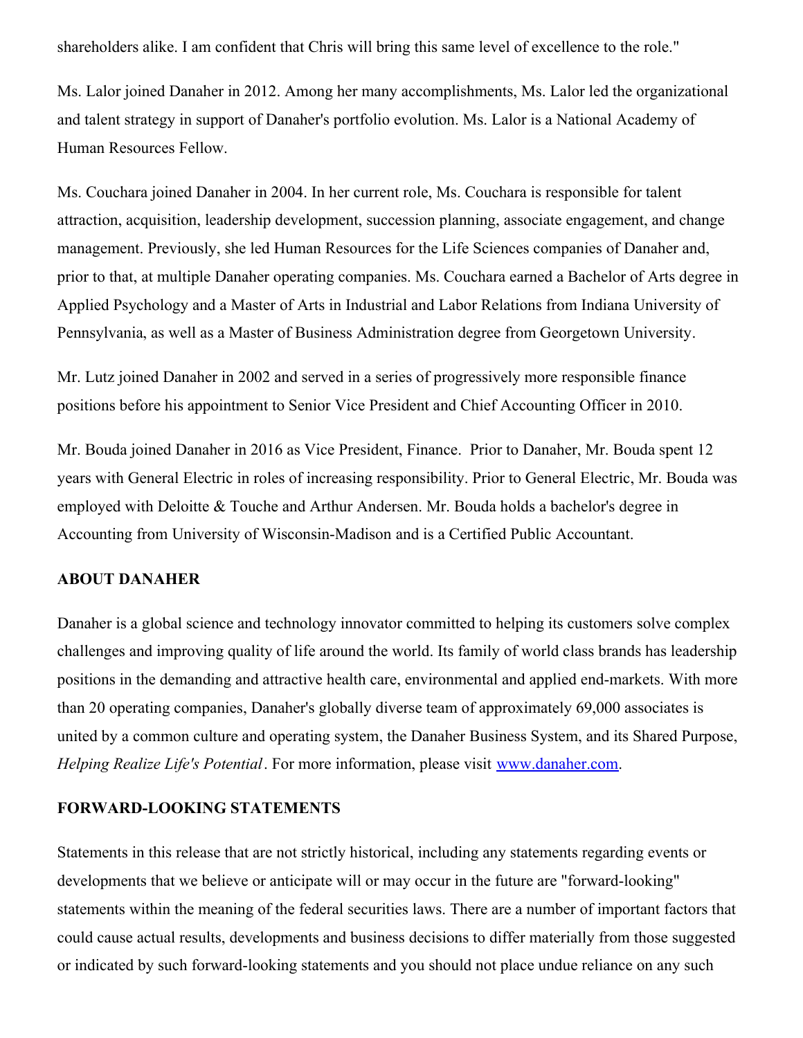shareholders alike. I am confident that Chris will bring this same level of excellence to the role."

Ms. Lalor joined Danaher in 2012. Among her many accomplishments, Ms. Lalor led the organizational and talent strategy in support of Danaher's portfolio evolution. Ms. Lalor is a National Academy of Human Resources Fellow.

Ms. Couchara joined Danaher in 2004. In her current role, Ms. Couchara is responsible for talent attraction, acquisition, leadership development, succession planning, associate engagement, and change management. Previously, she led Human Resources for the Life Sciences companies of Danaher and, prior to that, at multiple Danaher operating companies. Ms. Couchara earned a Bachelor of Arts degree in Applied Psychology and a Master of Arts in Industrial and Labor Relations from Indiana University of Pennsylvania, as well as a Master of Business Administration degree from Georgetown University.

Mr. Lutz joined Danaher in 2002 and served in a series of progressively more responsible finance positions before his appointment to Senior Vice President and Chief Accounting Officer in 2010.

Mr. Bouda joined Danaher in 2016 as Vice President, Finance. Prior to Danaher, Mr. Bouda spent 12 years with General Electric in roles of increasing responsibility. Prior to General Electric, Mr. Bouda was employed with Deloitte & Touche and Arthur Andersen. Mr. Bouda holds a bachelor's degree in Accounting from University of Wisconsin-Madison and is a Certified Public Accountant.

**ABOUT DANAHER**

Danaher is a global science and technology innovator committed to helping its customers solve complex challenges and improving quality of life around the world. Its family of world class brands has leadership positions in the demanding and attractive health care, environmental and applied end-markets. With more than 20 operating companies, Danaher's globally diverse team of approximately 69,000 associates is united by a common culture and operating system, the Danaher Business System, and its Shared Purpose, *Helping Realize Life's Potential*. For more information, please visit [www.danaher.com](http://www.danaher.com).

**FORWARD-LOOKING STATEMENTS**

Statements in this release that are not strictly historical, including any statements regarding events or developments that we believe or anticipate will or may occur in the future are "forward-looking" statements within the meaning of the federal securities laws. There are a number of important factors that could cause actual results, developments and business decisions to differ materially from those suggested or indicated by such forward-looking statements and you should not place undue reliance on any such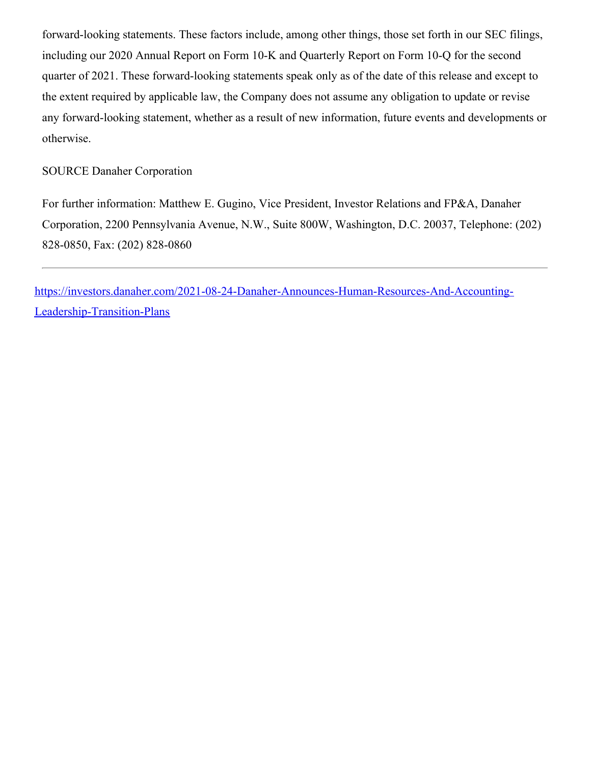forward-looking statements. These factors include, among other things, those set forth in our SEC filings, including our 2020 Annual Report on Form 10-K and Quarterly Report on Form 10-Q for the second quarter of 2021. These forward-looking statements speak only as of the date of this release and except to the extent required by applicable law, the Company does not assume any obligation to update or revise any forward-looking statement, whether as a result of new information, future events and developments or otherwise.

SOURCE Danaher Corporation

For further information: Matthew E. Gugino, Vice President, Investor Relations and FP&A, Danaher Corporation, 2200 Pennsylvania Avenue, N.W., Suite 800W, Washington, D.C. 20037, Telephone: (202) 828-0850, Fax: (202) 828-0860

---

https://investors.danaher.com/2021-08-24-Danaher-Announces-Human-Resources-And-Accounting-Leadership-Transition-Plans